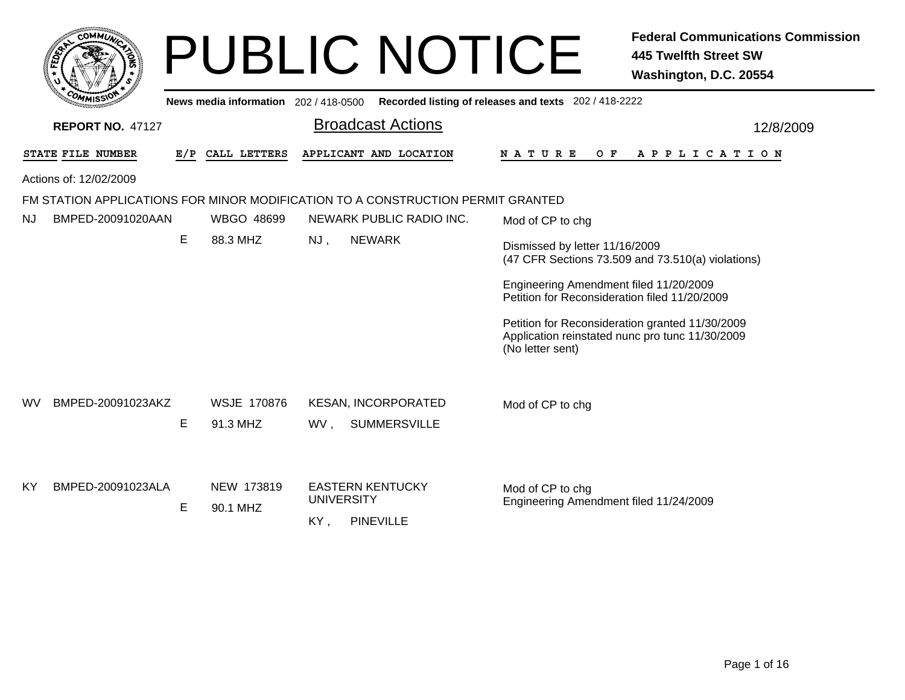# PUBLIC NOTICE

**Federal Communications Commission**
**445 Twelfth Street SW**
**Washington, D.C. 20554**

**News media information** 202 / 418-0500 **Recorded listing of releases and texts** 202 / 418-2222

**REPORT NO.** 47127

## Broadcast Actions

12/8/2009

Actions of: 12/02/2009

### FM STATION APPLICATIONS FOR MINOR MODIFICATION TO A CONSTRUCTION PERMIT GRANTED

| STATE | FILE NUMBER | E/P | CALL LETTERS | APPLICANT AND LOCATION | NATURE OF APPLICATION |
|---|---|---|---|---|---|
| NJ | BMPED-20091020AAN | E | WBGO 48699<br>88.3 MHZ | NEWARK PUBLIC RADIO INC.<br>NJ , NEWARK | Mod of CP to chg<br><br>Dismissed by letter 11/16/2009<br>(47 CFR Sections 73.509 and 73.510(a) violations)<br><br>Engineering Amendment filed 11/20/2009<br>Petition for Reconsideration filed 11/20/2009<br><br>Petition for Reconsideration granted 11/30/2009<br>Application reinstated nunc pro tunc 11/30/2009<br>(No letter sent) |
| WV | BMPED-20091023AKZ | E | WSJE 170876<br>91.3 MHZ | KESAN, INCORPORATED<br>WV , SUMMERSVILLE | Mod of CP to chg |
| KY | BMPED-20091023ALA | E | NEW 173819<br>90.1 MHZ | EASTERN KENTUCKY UNIVERSITY<br>KY , PINEVILLE | Mod of CP to chg<br>Engineering Amendment filed 11/24/2009 |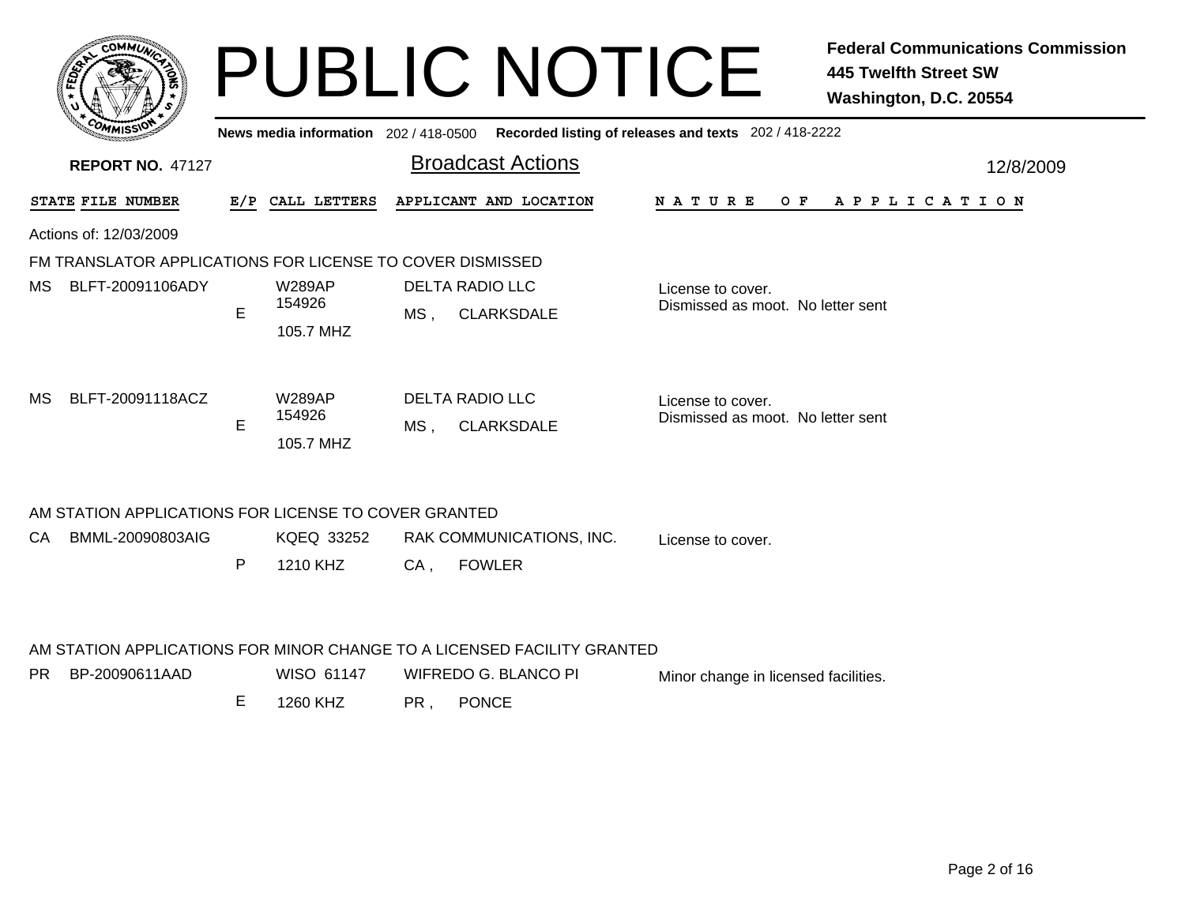# PUBLIC NOTICE

**Federal Communications Commission**
**445 Twelfth Street SW**
**Washington, D.C. 20554**

**News media information** 202 / 418-0500 **Recorded listing of releases and texts** 202 / 418-2222

**REPORT NO.** 47127

## Broadcast Actions

12/8/2009

| STATE | FILE NUMBER | E/P | CALL LETTERS | APPLICANT AND LOCATION | NATURE OF APPLICATION |
|---|---|---|---|---|---|

Actions of: 12/03/2009

### FM TRANSLATOR APPLICATIONS FOR LICENSE TO COVER DISMISSED

| STATE | FILE NUMBER | E/P | CALL LETTERS | APPLICANT AND LOCATION | NATURE OF APPLICATION |
|---|---|---|---|---|---|
| MS | BLFT-20091106ADY | E | W289AP 154926 105.7 MHZ | DELTA RADIO LLC MS , CLARKSDALE | License to cover. Dismissed as moot. No letter sent |
| MS | BLFT-20091118ACZ | E | W289AP 154926 105.7 MHZ | DELTA RADIO LLC MS , CLARKSDALE | License to cover. Dismissed as moot. No letter sent |

### AM STATION APPLICATIONS FOR LICENSE TO COVER GRANTED

| STATE | FILE NUMBER | E/P | CALL LETTERS | APPLICANT AND LOCATION | NATURE OF APPLICATION |
|---|---|---|---|---|---|
| CA | BMML-20090803AIG | P | KQEQ 33252 1210 KHZ | RAK COMMUNICATIONS, INC. CA , FOWLER | License to cover. |

### AM STATION APPLICATIONS FOR MINOR CHANGE TO A LICENSED FACILITY GRANTED

| STATE | FILE NUMBER | E/P | CALL LETTERS | APPLICANT AND LOCATION | NATURE OF APPLICATION |
|---|---|---|---|---|---|
| PR | BP-20090611AAD | E | WISO 61147 1260 KHZ | WIFREDO G. BLANCO PI PR , PONCE | Minor change in licensed facilities. |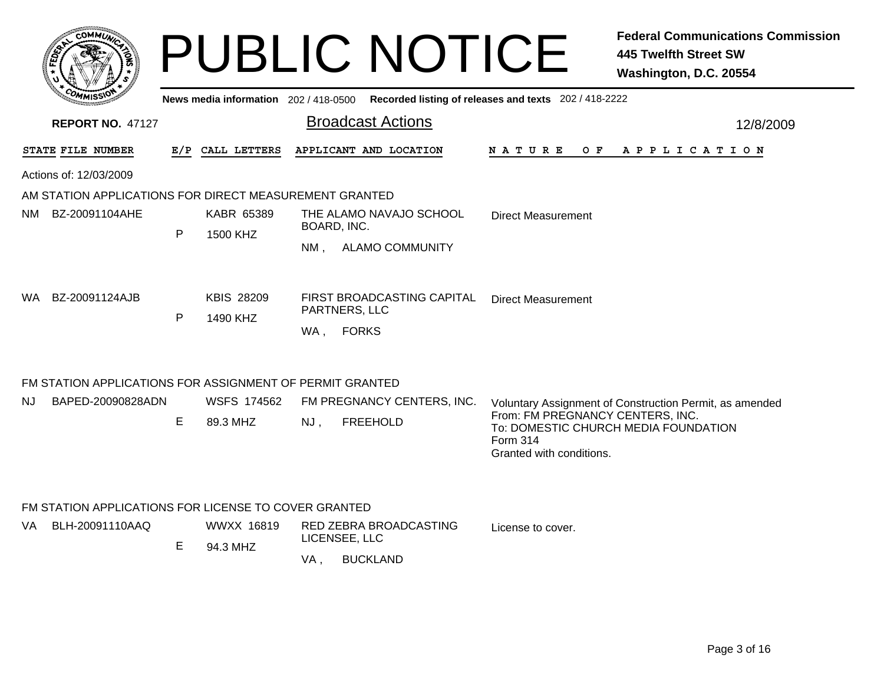# PUBLIC NOTICE

**Federal Communications Commission**
**445 Twelfth Street SW**
**Washington, D.C. 20554**

**News media information** 202 / 418-0500 **Recorded listing of releases and texts** 202 / 418-2222

**REPORT NO. 47127**

## Broadcast Actions

12/8/2009

| STATE | FILE NUMBER | E/P | CALL LETTERS | APPLICANT AND LOCATION | NATURE OF APPLICATION |
|---|---|---|---|---|---|

Actions of: 12/03/2009

### AM STATION APPLICATIONS FOR DIRECT MEASUREMENT GRANTED

| STATE | FILE NUMBER | E/P | CALL LETTERS | APPLICANT AND LOCATION | NATURE OF APPLICATION |
|---|---|---|---|---|---|
| NM | BZ-20091104AHE | P | KABR 65389<br>1500 KHZ | THE ALAMO NAVAJO SCHOOL BOARD, INC.<br>NM , ALAMO COMMUNITY | Direct Measurement |
| WA | BZ-20091124AJB | P | KBIS 28209<br>1490 KHZ | FIRST BROADCASTING CAPITAL PARTNERS, LLC<br>WA , FORKS | Direct Measurement |

### FM STATION APPLICATIONS FOR ASSIGNMENT OF PERMIT GRANTED

| STATE | FILE NUMBER | E/P | CALL LETTERS | APPLICANT AND LOCATION | NATURE OF APPLICATION |
|---|---|---|---|---|---|
| NJ | BAPED-20090828ADN | E | WSFS 174562<br>89.3 MHZ | FM PREGNANCY CENTERS, INC.<br>NJ , FREEHOLD | Voluntary Assignment of Construction Permit, as amended<br>From: FM PREGNANCY CENTERS, INC.<br>To: DOMESTIC CHURCH MEDIA FOUNDATION<br>Form 314<br>Granted with conditions. |

### FM STATION APPLICATIONS FOR LICENSE TO COVER GRANTED

| STATE | FILE NUMBER | E/P | CALL LETTERS | APPLICANT AND LOCATION | NATURE OF APPLICATION |
|---|---|---|---|---|---|
| VA | BLH-20091110AAQ | E | WWXX 16819<br>94.3 MHZ | RED ZEBRA BROADCASTING LICENSEE, LLC<br>VA , BUCKLAND | License to cover. |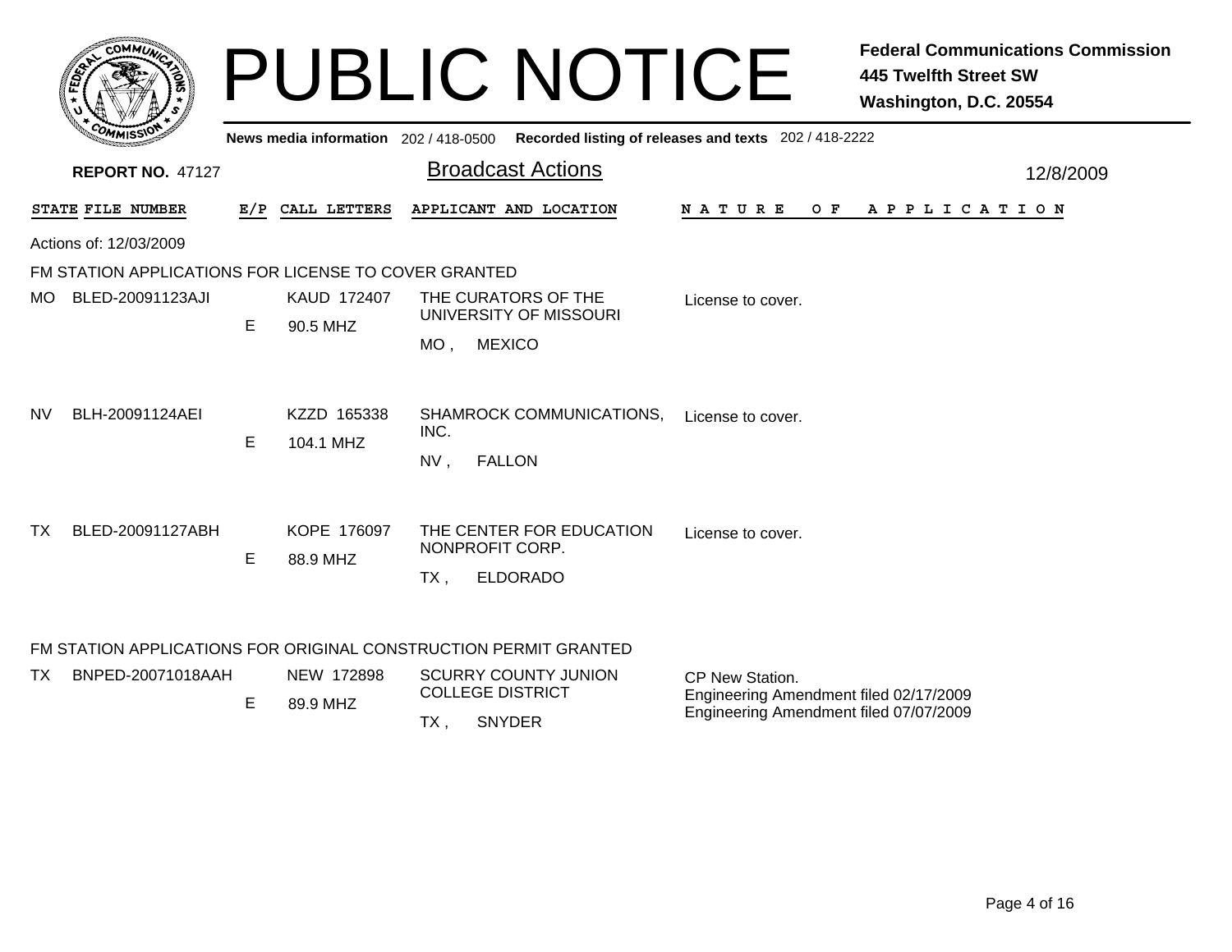# PUBLIC NOTICE

**Federal Communications Commission**
**445 Twelfth Street SW**
**Washington, D.C. 20554**

News media information 202 / 418-0500 Recorded listing of releases and texts 202 / 418-2222

**REPORT NO.** 47127

## Broadcast Actions

12/8/2009

Actions of: 12/03/2009

### FM STATION APPLICATIONS FOR LICENSE TO COVER GRANTED

| STATE | FILE NUMBER | E/P | CALL LETTERS | APPLICANT AND LOCATION | NATURE OF APPLICATION |
|---|---|---|---|---|---|
| MO | BLED-20091123AJI | E | KAUD 172407<br>90.5 MHZ | THE CURATORS OF THE UNIVERSITY OF MISSOURI<br>MO , MEXICO | License to cover. |
| NV | BLH-20091124AEI | E | KZZD 165338<br>104.1 MHZ | SHAMROCK COMMUNICATIONS, INC.<br>NV , FALLON | License to cover. |
| TX | BLED-20091127ABH | E | KOPE 176097<br>88.9 MHZ | THE CENTER FOR EDUCATION NONPROFIT CORP.<br>TX , ELDORADO | License to cover. |

### FM STATION APPLICATIONS FOR ORIGINAL CONSTRUCTION PERMIT GRANTED

| STATE | FILE NUMBER | E/P | CALL LETTERS | APPLICANT AND LOCATION | NATURE OF APPLICATION |
|---|---|---|---|---|---|
| TX | BNPED-20071018AAH | E | NEW 172898<br>89.9 MHZ | SCURRY COUNTY JUNION COLLEGE DISTRICT<br>TX , SNYDER | CP New Station.<br>Engineering Amendment filed 02/17/2009<br>Engineering Amendment filed 07/07/2009 |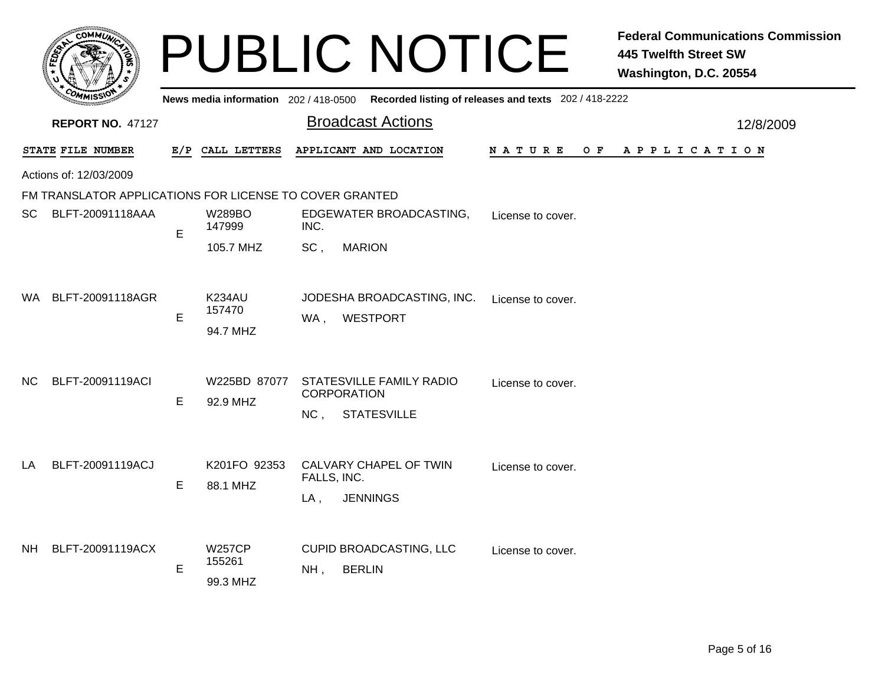# PUBLIC NOTICE

**Federal Communications Commission**
**445 Twelfth Street SW**
**Washington, D.C. 20554**

News media information 202 / 418-0500 Recorded listing of releases and texts 202 / 418-2222

**REPORT NO.** 47127

## Broadcast Actions

12/8/2009

Actions of: 12/03/2009

FM TRANSLATOR APPLICATIONS FOR LICENSE TO COVER GRANTED

| STATE | FILE NUMBER | E/P | CALL LETTERS | APPLICANT AND LOCATION | NATURE OF APPLICATION |
|---|---|---|---|---|---|
| SC | BLFT-20091118AAA | E | W289BO 147999 105.7 MHZ | EDGEWATER BROADCASTING, INC. SC , MARION | License to cover. |
| WA | BLFT-20091118AGR | E | K234AU 157470 94.7 MHZ | JODESHA BROADCASTING, INC. WA , WESTPORT | License to cover. |
| NC | BLFT-20091119ACI | E | W225BD 87077 92.9 MHZ | STATESVILLE FAMILY RADIO CORPORATION NC , STATESVILLE | License to cover. |
| LA | BLFT-20091119ACJ | E | K201FO 92353 88.1 MHZ | CALVARY CHAPEL OF TWIN FALLS, INC. LA , JENNINGS | License to cover. |
| NH | BLFT-20091119ACX | E | W257CP 155261 99.3 MHZ | CUPID BROADCASTING, LLC NH , BERLIN | License to cover. |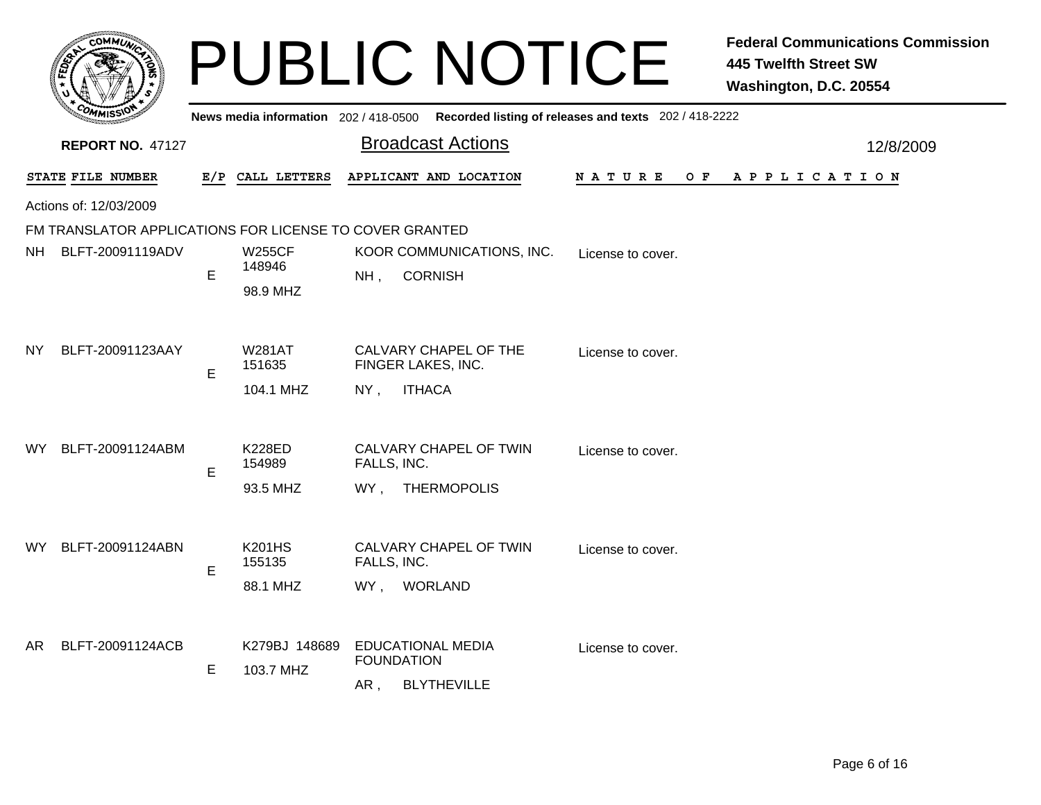# PUBLIC NOTICE

**Federal Communications Commission**
**445 Twelfth Street SW**
**Washington, D.C. 20554**

**News media information** 202 / 418-0500 **Recorded listing of releases and texts** 202 / 418-2222

**REPORT NO.** 47127

## Broadcast Actions

12/8/2009

Actions of: 12/03/2009

FM TRANSLATOR APPLICATIONS FOR LICENSE TO COVER GRANTED

| STATE | FILE NUMBER | E/P | CALL LETTERS | APPLICANT AND LOCATION | NATURE OF APPLICATION |
|---|---|---|---|---|---|
| NH | BLFT-20091119ADV | E | W255CF 148946 98.9 MHZ | KOOR COMMUNICATIONS, INC. NH , CORNISH | License to cover. |
| NY | BLFT-20091123AAY | E | W281AT 151635 104.1 MHZ | CALVARY CHAPEL OF THE FINGER LAKES, INC. NY , ITHACA | License to cover. |
| WY | BLFT-20091124ABM | E | K228ED 154989 93.5 MHZ | CALVARY CHAPEL OF TWIN FALLS, INC. WY , THERMOPOLIS | License to cover. |
| WY | BLFT-20091124ABN | E | K201HS 155135 88.1 MHZ | CALVARY CHAPEL OF TWIN FALLS, INC. WY , WORLAND | License to cover. |
| AR | BLFT-20091124ACB | E | K279BJ 148689 103.7 MHZ | EDUCATIONAL MEDIA FOUNDATION AR , BLYTHEVILLE | License to cover. |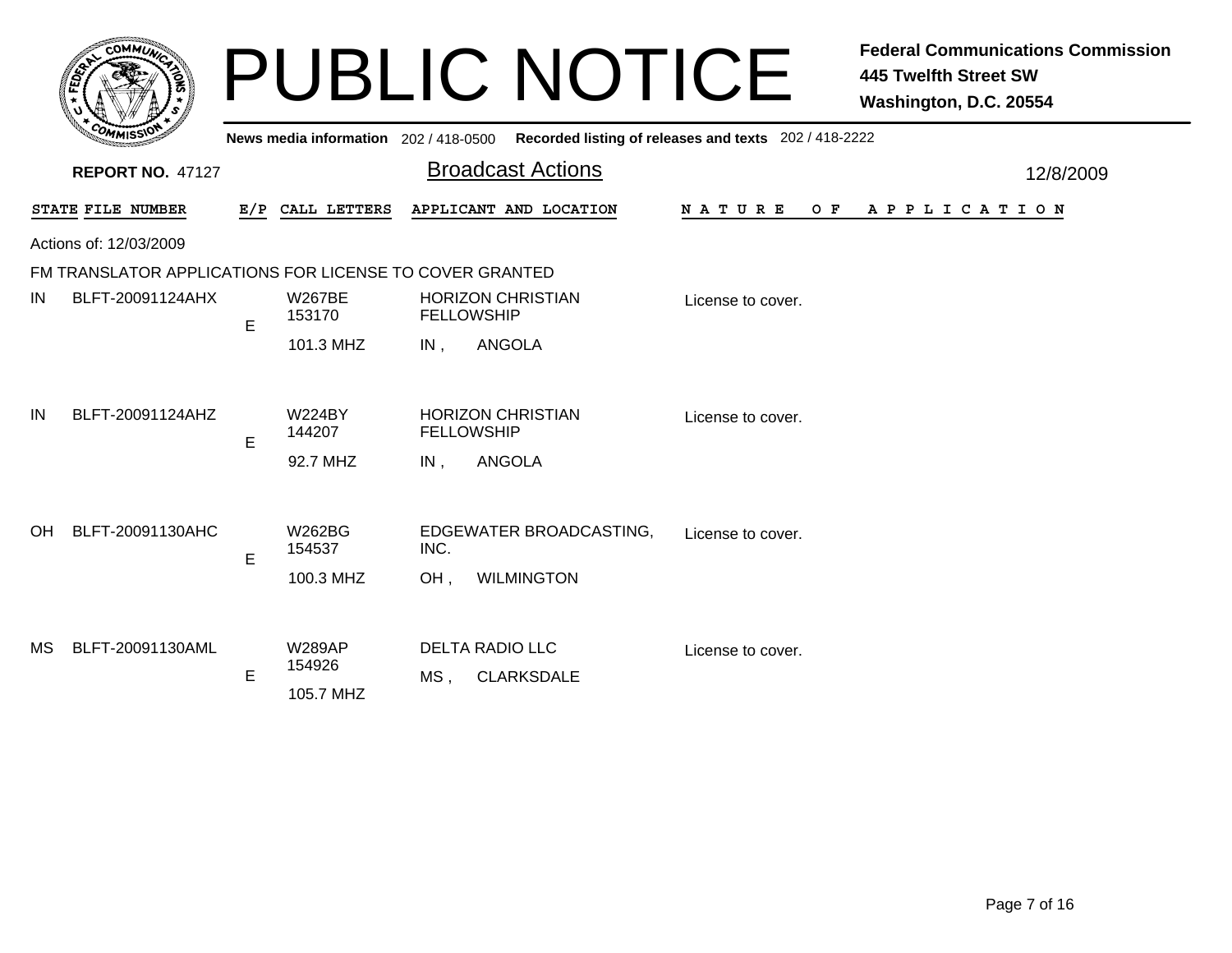# PUBLIC NOTICE

**Federal Communications Commission**
**445 Twelfth Street SW**
**Washington, D.C. 20554**

News media information 202 / 418-0500 Recorded listing of releases and texts 202 / 418-2222

**REPORT NO.** 47127

## Broadcast Actions

12/8/2009

Actions of: 12/03/2009

### FM TRANSLATOR APPLICATIONS FOR LICENSE TO COVER GRANTED

| STATE | FILE NUMBER | E/P | CALL LETTERS | APPLICANT AND LOCATION | NATURE OF APPLICATION |
|---|---|---|---|---|---|
| IN | BLFT-20091124AHX | E | W267BE 153170 101.3 MHZ | HORIZON CHRISTIAN FELLOWSHIP IN , ANGOLA | License to cover. |
| IN | BLFT-20091124AHZ | E | W224BY 144207 92.7 MHZ | HORIZON CHRISTIAN FELLOWSHIP IN , ANGOLA | License to cover. |
| OH | BLFT-20091130AHC | E | W262BG 154537 100.3 MHZ | EDGEWATER BROADCASTING, INC. OH , WILMINGTON | License to cover. |
| MS | BLFT-20091130AML | E | W289AP 154926 105.7 MHZ | DELTA RADIO LLC MS , CLARKSDALE | License to cover. |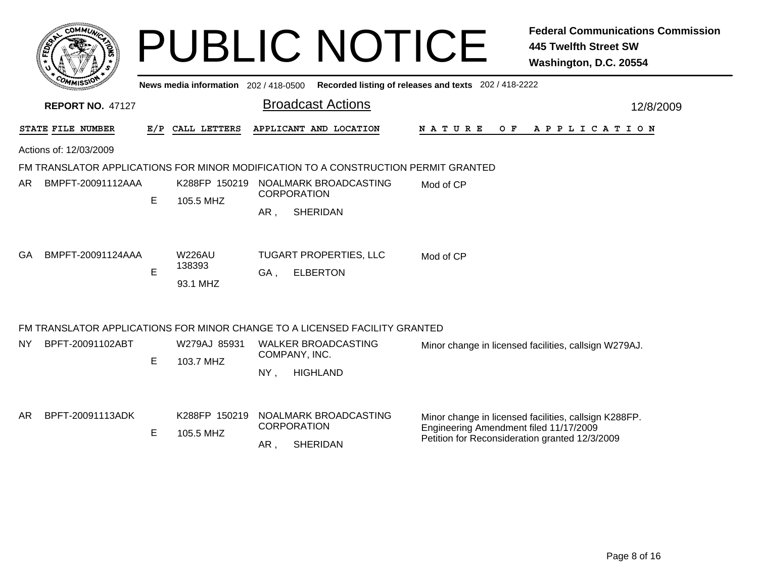# PUBLIC NOTICE

**Federal Communications Commission**
**445 Twelfth Street SW**
**Washington, D.C. 20554**

News media information 202 / 418-0500 Recorded listing of releases and texts 202 / 418-2222

**REPORT NO.** 47127

## Broadcast Actions

12/8/2009

Actions of: 12/03/2009

### FM TRANSLATOR APPLICATIONS FOR MINOR MODIFICATION TO A CONSTRUCTION PERMIT GRANTED

| STATE | FILE NUMBER | E/P | CALL LETTERS | APPLICANT AND LOCATION | NATURE OF APPLICATION |
|---|---|---|---|---|---|
| AR | BMPFT-20091112AAA | E | K288FP 150219<br>105.5 MHZ | NOALMARK BROADCASTING CORPORATION<br>AR , SHERIDAN | Mod of CP |
| GA | BMPFT-20091124AAA | E | W226AU 138393<br>93.1 MHZ | TUGART PROPERTIES, LLC<br>GA , ELBERTON | Mod of CP |

### FM TRANSLATOR APPLICATIONS FOR MINOR CHANGE TO A LICENSED FACILITY GRANTED

| STATE | FILE NUMBER | E/P | CALL LETTERS | APPLICANT AND LOCATION | NATURE OF APPLICATION |
|---|---|---|---|---|---|
| NY | BPFT-20091102ABT | E | W279AJ 85931<br>103.7 MHZ | WALKER BROADCASTING COMPANY, INC.<br>NY , HIGHLAND | Minor change in licensed facilities, callsign W279AJ. |
| AR | BPFT-20091113ADK | E | K288FP 150219<br>105.5 MHZ | NOALMARK BROADCASTING CORPORATION<br>AR , SHERIDAN | Minor change in licensed facilities, callsign K288FP.<br>Engineering Amendment filed 11/17/2009<br>Petition for Reconsideration granted 12/3/2009 |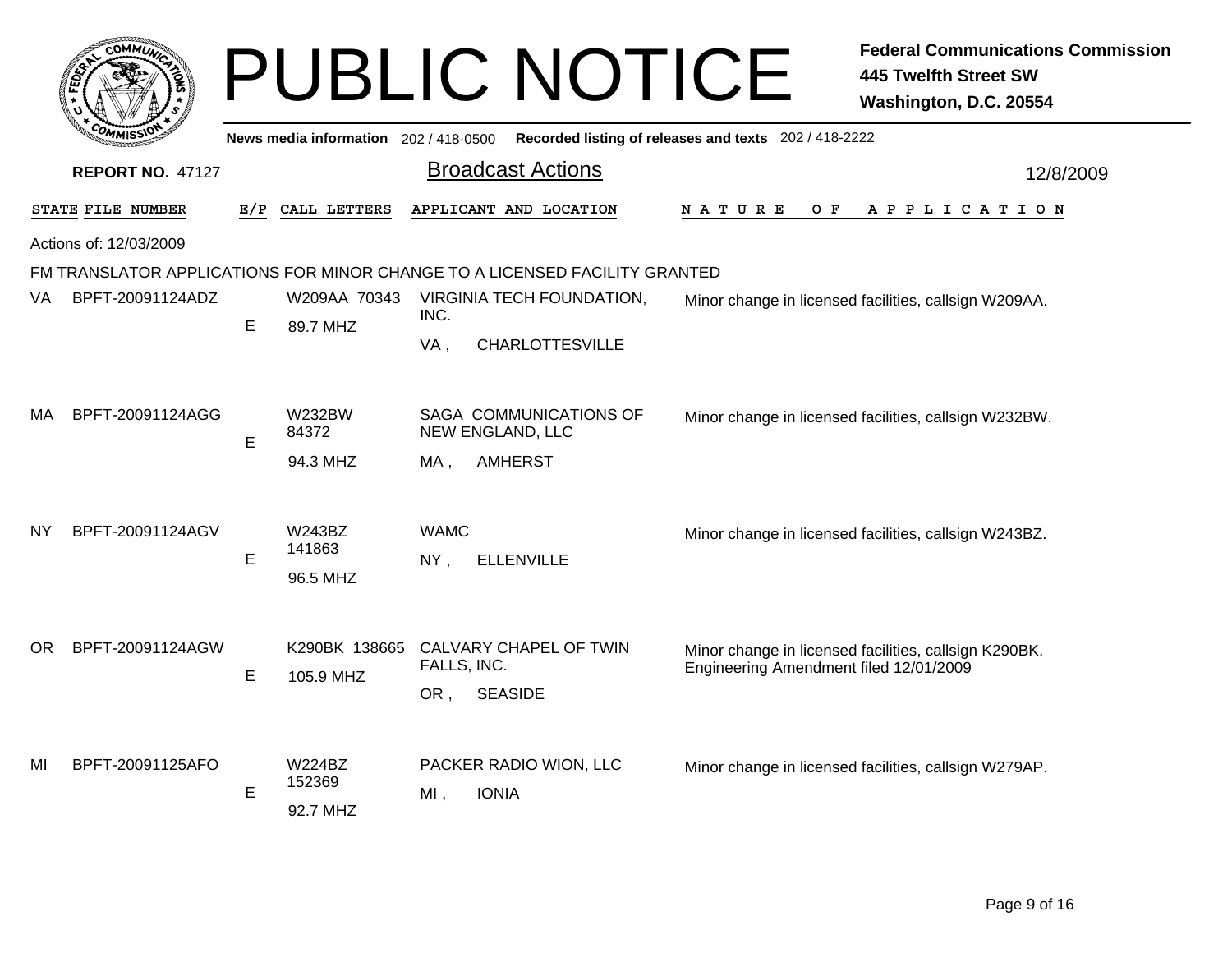# PUBLIC NOTICE

**Federal Communications Commission**
**445 Twelfth Street SW**
**Washington, D.C. 20554**

News media information 202 / 418-0500 Recorded listing of releases and texts 202 / 418-2222

**REPORT NO. 47127**

## Broadcast Actions

12/8/2009

Actions of: 12/03/2009

FM TRANSLATOR APPLICATIONS FOR MINOR CHANGE TO A LICENSED FACILITY GRANTED

| STATE | FILE NUMBER | E/P | CALL LETTERS | APPLICANT AND LOCATION | NATURE OF APPLICATION |
|---|---|---|---|---|---|
| VA | BPFT-20091124ADZ | E | W209AA 70343 89.7 MHZ | VIRGINIA TECH FOUNDATION, INC. VA , CHARLOTTESVILLE | Minor change in licensed facilities, callsign W209AA. |
| MA | BPFT-20091124AGG | E | W232BW 84372 94.3 MHZ | SAGA COMMUNICATIONS OF NEW ENGLAND, LLC MA , AMHERST | Minor change in licensed facilities, callsign W232BW. |
| NY | BPFT-20091124AGV | E | W243BZ 141863 96.5 MHZ | WAMC NY , ELLENVILLE | Minor change in licensed facilities, callsign W243BZ. |
| OR | BPFT-20091124AGW | E | K290BK 138665 105.9 MHZ | CALVARY CHAPEL OF TWIN FALLS, INC. OR , SEASIDE | Minor change in licensed facilities, callsign K290BK. Engineering Amendment filed 12/01/2009 |
| MI | BPFT-20091125AFO | E | W224BZ 152369 92.7 MHZ | PACKER RADIO WION, LLC MI , IONIA | Minor change in licensed facilities, callsign W279AP. |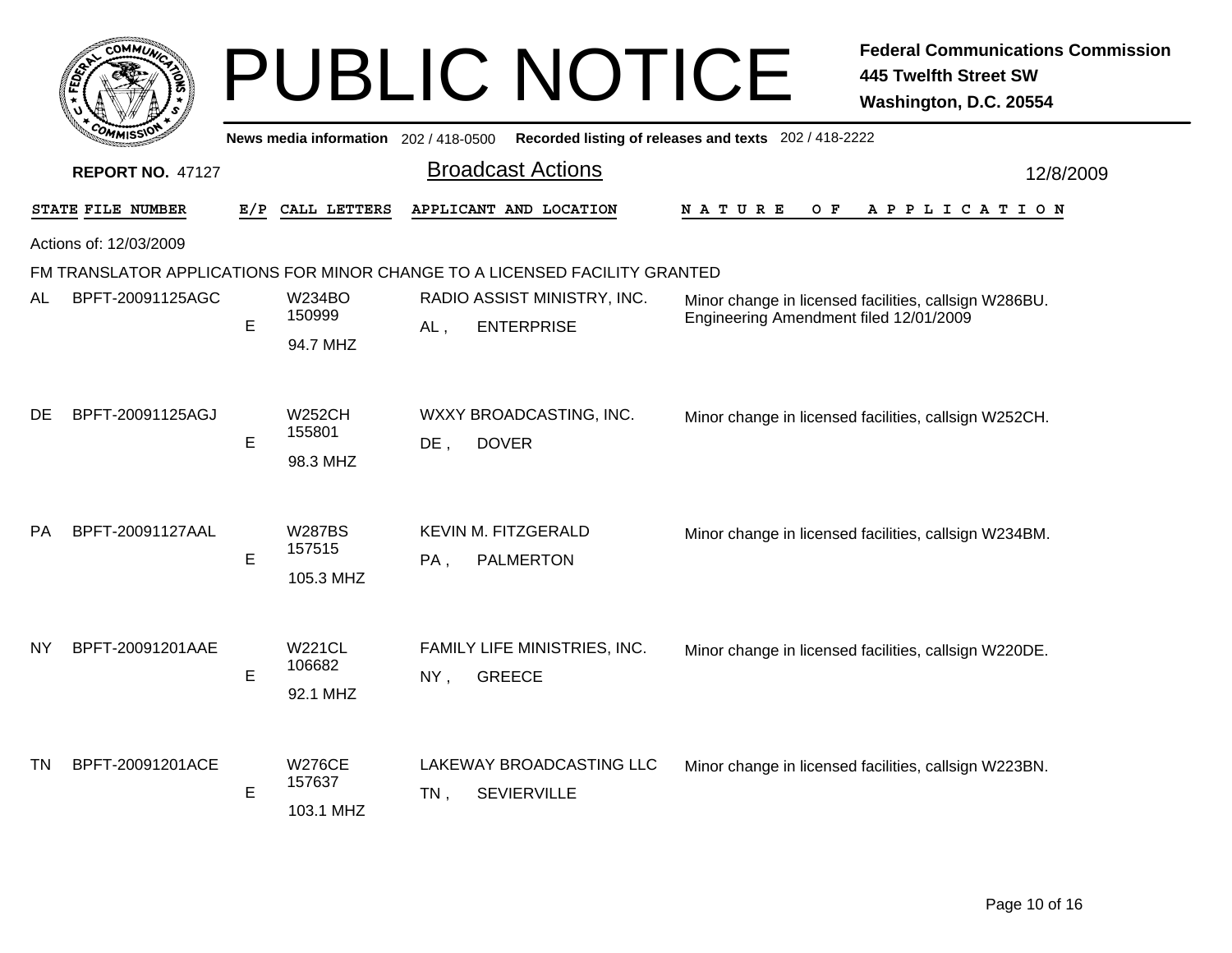# PUBLIC NOTICE

**Federal Communications Commission**
**445 Twelfth Street SW**
**Washington, D.C. 20554**

**News media information** 202 / 418-0500 **Recorded listing of releases and texts** 202 / 418-2222

**REPORT NO.** 47127

## Broadcast Actions

12/8/2009

Actions of: 12/03/2009

FM TRANSLATOR APPLICATIONS FOR MINOR CHANGE TO A LICENSED FACILITY GRANTED

| STATE | FILE NUMBER | E/P | CALL LETTERS | APPLICANT AND LOCATION | NATURE OF APPLICATION |
|---|---|---|---|---|---|
| AL | BPFT-20091125AGC | E | W234BO 150999 94.7 MHZ | RADIO ASSIST MINISTRY, INC. AL , ENTERPRISE | Minor change in licensed facilities, callsign W286BU. Engineering Amendment filed 12/01/2009 |
| DE | BPFT-20091125AGJ | E | W252CH 155801 98.3 MHZ | WXXY BROADCASTING, INC. DE , DOVER | Minor change in licensed facilities, callsign W252CH. |
| PA | BPFT-20091127AAL | E | W287BS 157515 105.3 MHZ | KEVIN M. FITZGERALD PA , PALMERTON | Minor change in licensed facilities, callsign W234BM. |
| NY | BPFT-20091201AAE | E | W221CL 106682 92.1 MHZ | FAMILY LIFE MINISTRIES, INC. NY , GREECE | Minor change in licensed facilities, callsign W220DE. |
| TN | BPFT-20091201ACE | E | W276CE 157637 103.1 MHZ | LAKEWAY BROADCASTING LLC TN , SEVIERVILLE | Minor change in licensed facilities, callsign W223BN. |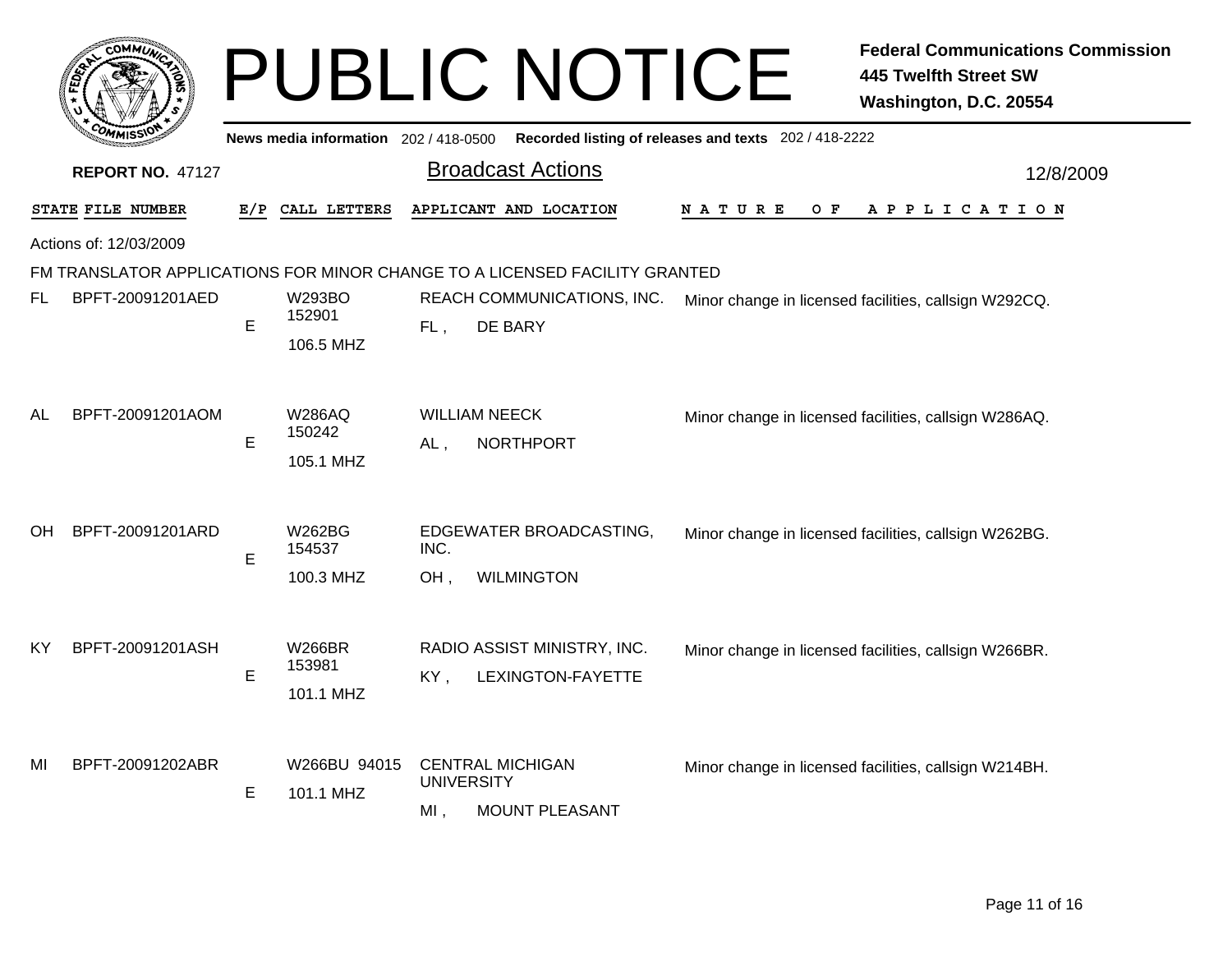# PUBLIC NOTICE

**Federal Communications Commission**
**445 Twelfth Street SW**
**Washington, D.C. 20554**

News media information 202 / 418-0500 Recorded listing of releases and texts 202 / 418-2222

**REPORT NO. 47127**

## Broadcast Actions

12/8/2009

Actions of: 12/03/2009

FM TRANSLATOR APPLICATIONS FOR MINOR CHANGE TO A LICENSED FACILITY GRANTED

| STATE | FILE NUMBER | E/P | CALL LETTERS | APPLICANT AND LOCATION | NATURE OF APPLICATION |
|---|---|---|---|---|---|
| FL | BPFT-20091201AED | E | W293BO 152901 106.5 MHZ | REACH COMMUNICATIONS, INC. FL , DE BARY | Minor change in licensed facilities, callsign W292CQ. |
| AL | BPFT-20091201AOM | E | W286AQ 150242 105.1 MHZ | WILLIAM NEECK AL , NORTHPORT | Minor change in licensed facilities, callsign W286AQ. |
| OH | BPFT-20091201ARD | E | W262BG 154537 100.3 MHZ | EDGEWATER BROADCASTING, INC. OH , WILMINGTON | Minor change in licensed facilities, callsign W262BG. |
| KY | BPFT-20091201ASH | E | W266BR 153981 101.1 MHZ | RADIO ASSIST MINISTRY, INC. KY , LEXINGTON-FAYETTE | Minor change in licensed facilities, callsign W266BR. |
| MI | BPFT-20091202ABR | E | W266BU 94015 101.1 MHZ | CENTRAL MICHIGAN UNIVERSITY MI , MOUNT PLEASANT | Minor change in licensed facilities, callsign W214BH. |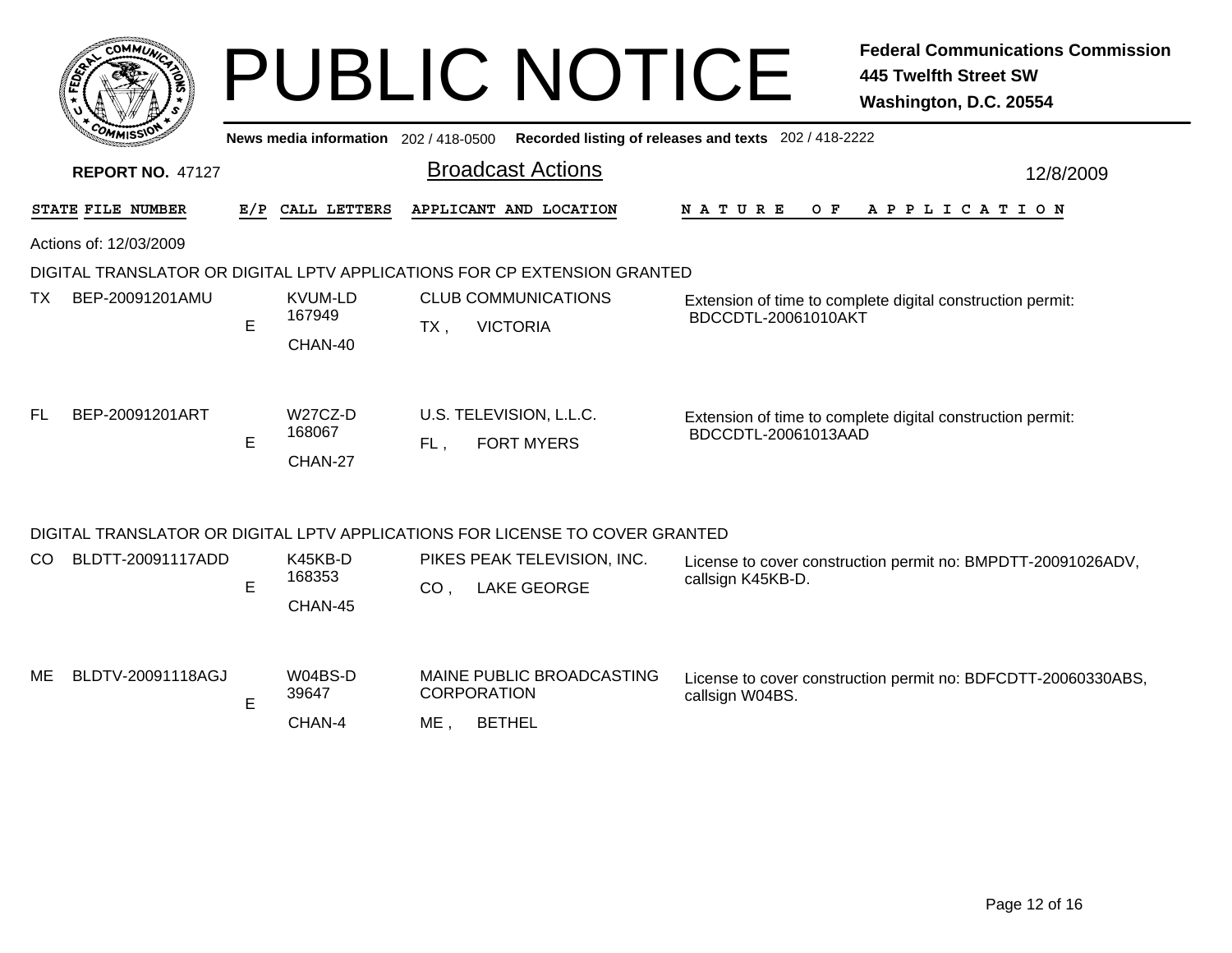# PUBLIC NOTICE

**Federal Communications Commission**
**445 Twelfth Street SW**
**Washington, D.C. 20554**

**News media information** 202 / 418-0500 **Recorded listing of releases and texts** 202 / 418-2222

**REPORT NO.** 47127

## Broadcast Actions

12/8/2009

Actions of: 12/03/2009

### DIGITAL TRANSLATOR OR DIGITAL LPTV APPLICATIONS FOR CP EXTENSION GRANTED

| STATE | FILE NUMBER | E/P | CALL LETTERS | APPLICANT AND LOCATION | NATURE OF APPLICATION |
|---|---|---|---|---|---|
| TX | BEP-20091201AMU | E | KVUM-LD 167949 CHAN-40 | CLUB COMMUNICATIONS TX , VICTORIA | Extension of time to complete digital construction permit: BDCCDTL-20061010AKT |
| FL | BEP-20091201ART | E | W27CZ-D 168067 CHAN-27 | U.S. TELEVISION, L.L.C. FL , FORT MYERS | Extension of time to complete digital construction permit: BDCCDTL-20061013AAD |

### DIGITAL TRANSLATOR OR DIGITAL LPTV APPLICATIONS FOR LICENSE TO COVER GRANTED

| STATE | FILE NUMBER | E/P | CALL LETTERS | APPLICANT AND LOCATION | NATURE OF APPLICATION |
|---|---|---|---|---|---|
| CO | BLDTT-20091117ADD | E | K45KB-D 168353 CHAN-45 | PIKES PEAK TELEVISION, INC. CO , LAKE GEORGE | License to cover construction permit no: BMPDTT-20091026ADV, callsign K45KB-D. |
| ME | BLDTV-20091118AGJ | E | W04BS-D 39647 CHAN-4 | MAINE PUBLIC BROADCASTING CORPORATION ME , BETHEL | License to cover construction permit no: BDFCDTT-20060330ABS, callsign W04BS. |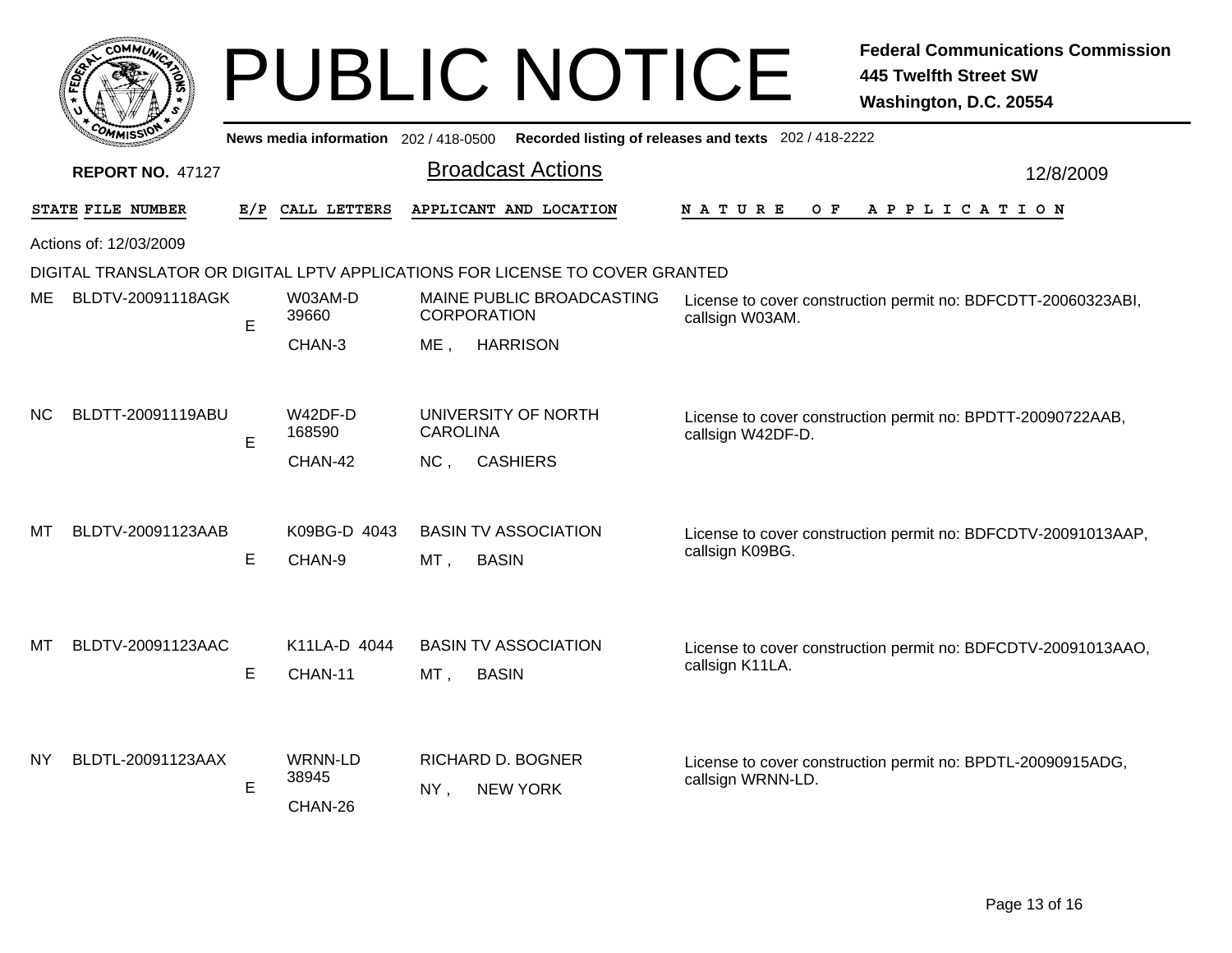# PUBLIC NOTICE

**Federal Communications Commission**
**445 Twelfth Street SW**
**Washington, D.C. 20554**

**News media information** 202 / 418-0500 **Recorded listing of releases and texts** 202 / 418-2222

**REPORT NO.** 47127

## Broadcast Actions

12/8/2009

Actions of: 12/03/2009

### DIGITAL TRANSLATOR OR DIGITAL LPTV APPLICATIONS FOR LICENSE TO COVER GRANTED

| STATE | FILE NUMBER | E/P | CALL LETTERS | APPLICANT AND LOCATION | NATURE OF APPLICATION |
|---|---|---|---|---|---|
| ME | BLDTV-20091118AGK | E | W03AM-D 39660 CHAN-3 | MAINE PUBLIC BROADCASTING CORPORATION ME , HARRISON | License to cover construction permit no: BDFCDTT-20060323ABI, callsign W03AM. |
| NC | BLDTT-20091119ABU | E | W42DF-D 168590 CHAN-42 | UNIVERSITY OF NORTH CAROLINA NC , CASHIERS | License to cover construction permit no: BPDTT-20090722AAB, callsign W42DF-D. |
| MT | BLDTV-20091123AAB | E | K09BG-D 4043 CHAN-9 | BASIN TV ASSOCIATION MT , BASIN | License to cover construction permit no: BDFCDTV-20091013AAP, callsign K09BG. |
| MT | BLDTV-20091123AAC | E | K11LA-D 4044 CHAN-11 | BASIN TV ASSOCIATION MT , BASIN | License to cover construction permit no: BDFCDTV-20091013AAO, callsign K11LA. |
| NY | BLDTL-20091123AAX | E | WRNN-LD 38945 CHAN-26 | RICHARD D. BOGNER NY , NEW YORK | License to cover construction permit no: BPDTL-20090915ADG, callsign WRNN-LD. |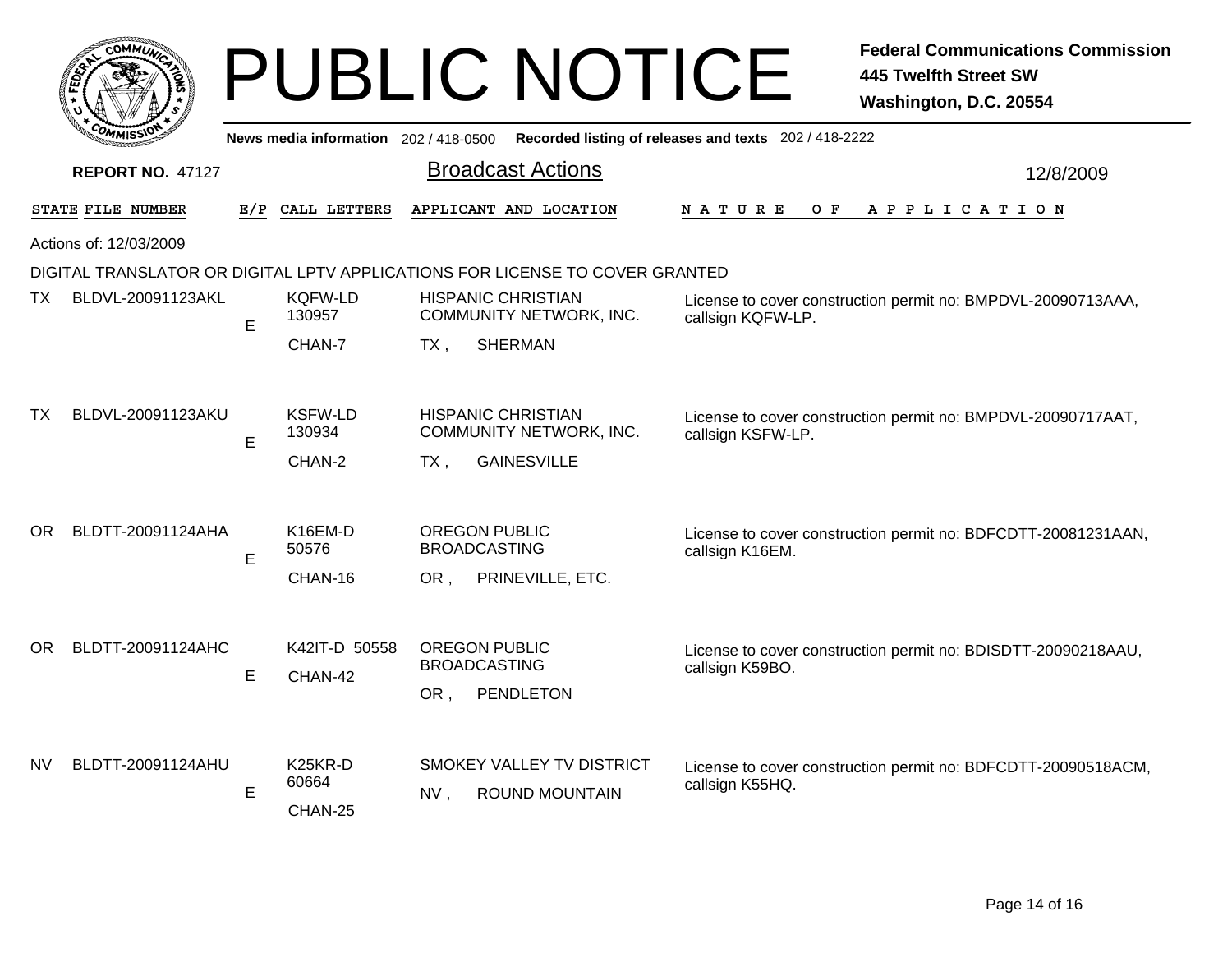# PUBLIC NOTICE

**Federal Communications Commission**
**445 Twelfth Street SW**
**Washington, D.C. 20554**

News media information 202 / 418-0500 Recorded listing of releases and texts 202 / 418-2222

**REPORT NO.** 47127

## Broadcast Actions

12/8/2009

Actions of: 12/03/2009

DIGITAL TRANSLATOR OR DIGITAL LPTV APPLICATIONS FOR LICENSE TO COVER GRANTED

| STATE | FILE NUMBER | E/P | CALL LETTERS | APPLICANT AND LOCATION | NATURE OF APPLICATION |
|---|---|---|---|---|---|
| TX | BLDVL-20091123AKL | E | KQFW-LD 130957 CHAN-7 | HISPANIC CHRISTIAN COMMUNITY NETWORK, INC. TX , SHERMAN | License to cover construction permit no: BMPDVL-20090713AAA, callsign KQFW-LP. |
| TX | BLDVL-20091123AKU | E | KSFW-LD 130934 CHAN-2 | HISPANIC CHRISTIAN COMMUNITY NETWORK, INC. TX , GAINESVILLE | License to cover construction permit no: BMPDVL-20090717AAT, callsign KSFW-LP. |
| OR | BLDTT-20091124AHA | E | K16EM-D 50576 CHAN-16 | OREGON PUBLIC BROADCASTING OR , PRINEVILLE, ETC. | License to cover construction permit no: BDFCDTT-20081231AAN, callsign K16EM. |
| OR | BLDTT-20091124AHC | E | K42IT-D 50558 CHAN-42 | OREGON PUBLIC BROADCASTING OR , PENDLETON | License to cover construction permit no: BDISDTT-20090218AAU, callsign K59BO. |
| NV | BLDTT-20091124AHU | E | K25KR-D 60664 CHAN-25 | SMOKEY VALLEY TV DISTRICT NV , ROUND MOUNTAIN | License to cover construction permit no: BDFCDTT-20090518ACM, callsign K55HQ. |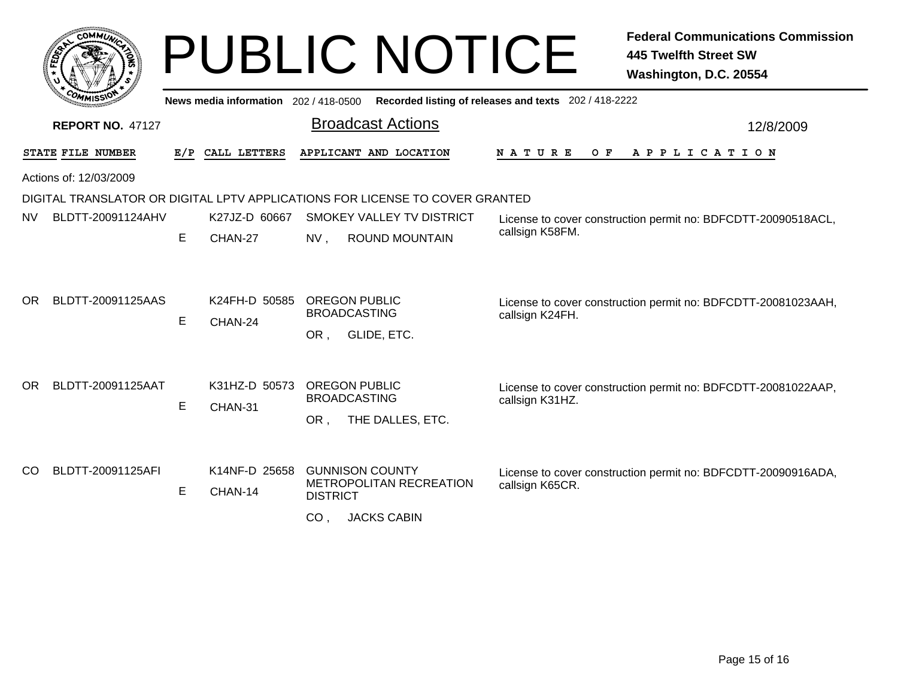# PUBLIC NOTICE

**Federal Communications Commission**
**445 Twelfth Street SW**
**Washington, D.C. 20554**

News media information 202 / 418-0500 Recorded listing of releases and texts 202 / 418-2222

**REPORT NO.** 47127

## Broadcast Actions

12/8/2009

Actions of: 12/03/2009

DIGITAL TRANSLATOR OR DIGITAL LPTV APPLICATIONS FOR LICENSE TO COVER GRANTED

| STATE | FILE NUMBER | E/P | CALL LETTERS | APPLICANT AND LOCATION | NATURE OF APPLICATION |
|---|---|---|---|---|---|
| NV | BLDTT-20091124AHV | E | K27JZ-D 60667 CHAN-27 | SMOKEY VALLEY TV DISTRICT NV , ROUND MOUNTAIN | License to cover construction permit no: BDFCDTT-20090518ACL, callsign K58FM. |
| OR | BLDTT-20091125AAS | E | K24FH-D 50585 CHAN-24 | OREGON PUBLIC BROADCASTING OR , GLIDE, ETC. | License to cover construction permit no: BDFCDTT-20081023AAH, callsign K24FH. |
| OR | BLDTT-20091125AAT | E | K31HZ-D 50573 CHAN-31 | OREGON PUBLIC BROADCASTING OR , THE DALLES, ETC. | License to cover construction permit no: BDFCDTT-20081022AAP, callsign K31HZ. |
| CO | BLDTT-20091125AFI | E | K14NF-D 25658 CHAN-14 | GUNNISON COUNTY METROPOLITAN RECREATION DISTRICT CO , JACKS CABIN | License to cover construction permit no: BDFCDTT-20090916ADA, callsign K65CR. |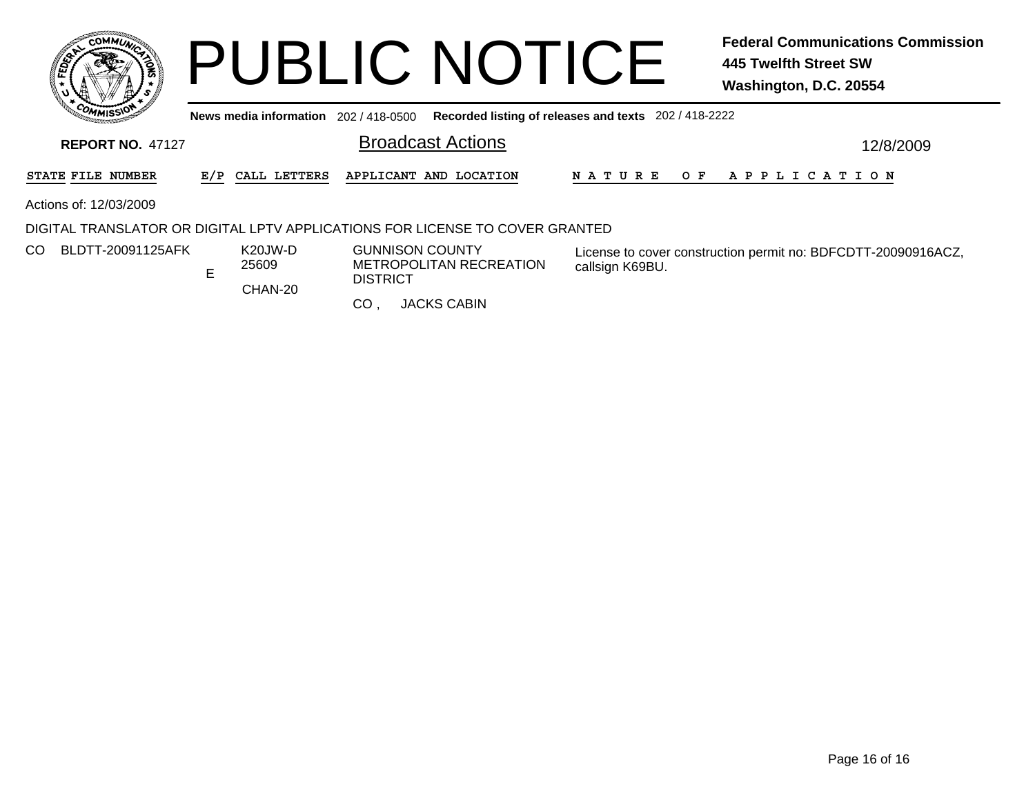# PUBLIC NOTICE

**Federal Communications Commission**
**445 Twelfth Street SW**
**Washington, D.C. 20554**

**News media information** 202 / 418-0500 **Recorded listing of releases and texts** 202 / 418-2222

**REPORT NO.** 47127

## Broadcast Actions

12/8/2009

Actions of: 12/03/2009

DIGITAL TRANSLATOR OR DIGITAL LPTV APPLICATIONS FOR LICENSE TO COVER GRANTED

| STATE | FILE NUMBER | E/P | CALL LETTERS | APPLICANT AND LOCATION | NATURE OF APPLICATION |
|---|---|---|---|---|---|
| CO | BLDTT-20091125AFK | E | K20JW-D 25609 CHAN-20 | GUNNISON COUNTY METROPOLITAN RECREATION DISTRICT CO , JACKS CABIN | License to cover construction permit no: BDFCDTT-20090916ACZ, callsign K69BU. |